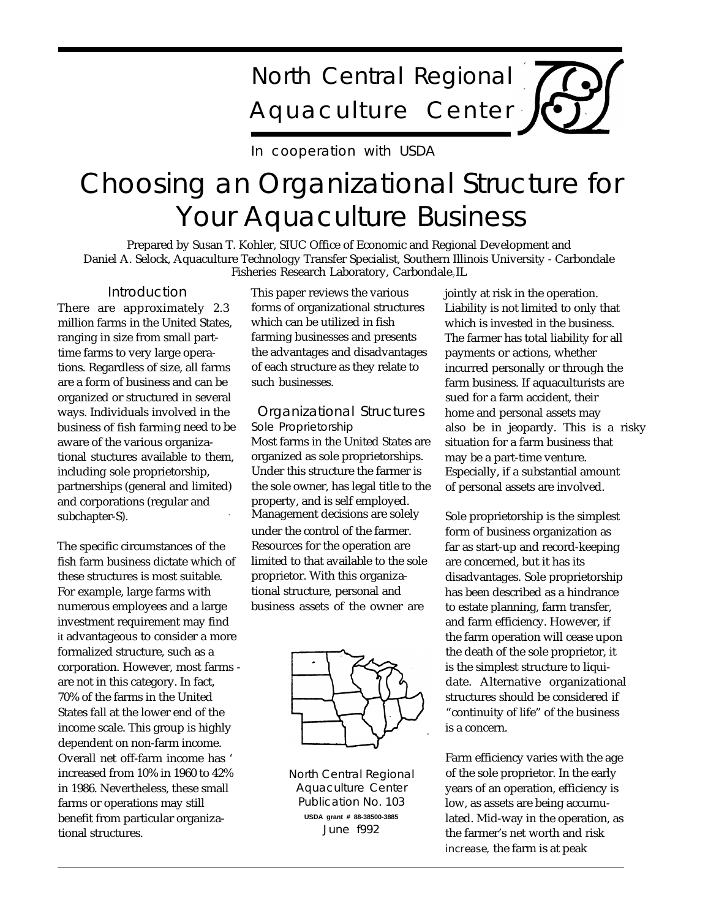North Central Regional Aquaculture Center

In cooperation with USDA

# Choosing an Organizational Structure for Your Aquaculture Business

Prepared by Susan T. Kohler, SIUC Office of Economic and Regional Development and Daniel A. Selock, Aquaculture Technology Transfer Specialist, Southern Illinois University - Carbondale Fisheries Research Laboratory, Carbondale, IL

## Introduction

There are approximately 2.3 million farms in the United States, ranging in size from small part-time farms to very large operations. Regardless of size, all farms are a form of business and can be organized or structured in several ways. Individuals involved in the business of fish farming need to be aware of the various organizational stuctures available to them, including sole proprietorship, partnerships (general and limited) and corporations (regular and subchapter-S).

The specific circumstances of the fish farm business dictate which of these structures is most suitable. For example, large farms with numerous employees and a large investment requirement may find it advantageous to consider a more formalized structure, such as a corporation. However, most farms - are not in this category. In fact, 70% of the farms in the United States fall at the lower end of the income scale. This group is highly dependent on non-farm income. Overall net off-farm income has ' increased from 10% in 1960 to 42% in 1986. Nevertheless, these small farms or operations may still benefit from particular organizational structures.

This paper reviews the various forms of organizational structures which can be utilized in fish farming businesses and presents the advantages and disadvantages of each structure as they relate to such businesses.

## Organizational Structures

### Sole Proprietorship

Most farms in the United States are organized as sole proprietorships. Under this structure the farmer is the sole owner, has legal title to the property, and is self employed. Management decisions are solely under the control of the farmer. Resources for the operation are limited to that available to the sole proprietor. With this organizational structure, personal and business assets of the owner are jointly at risk in the operation. Liability is not limited to only that which is invested in the business. The farmer has total liability for all payments or actions, whether incurred personally or through the farm business. If aquaculturists are sued for a farm accident, their home and personal assets may also be in jeopardy. This is a risky situation for a farm business that may be a part-time venture. Especially, if a substantial amount of personal assets are involved.

Sole proprietorship is the simplest form of business organization as far as start-up and record-keeping are concerned, but it has its disadvantages. Sole proprietorship has been described as a hindrance to estate planning, farm transfer, and farm efficiency. However, if the farm operation will cease upon the death of the sole proprietor, it is the simplest structure to liquidate. Alternative organizational structures should be considered if "continuity of life" of the business is a concern.

Farm efficiency varies with the age of the sole proprietor. In the early years of an operation, efficiency is low, as assets are being accumulated. Mid-way in the operation, as the farmer's net worth and risk increase, the farm is at peak

North Central Regional Aquaculture Center Publication No. 103
USDA grant # 88-38500-3885
June f992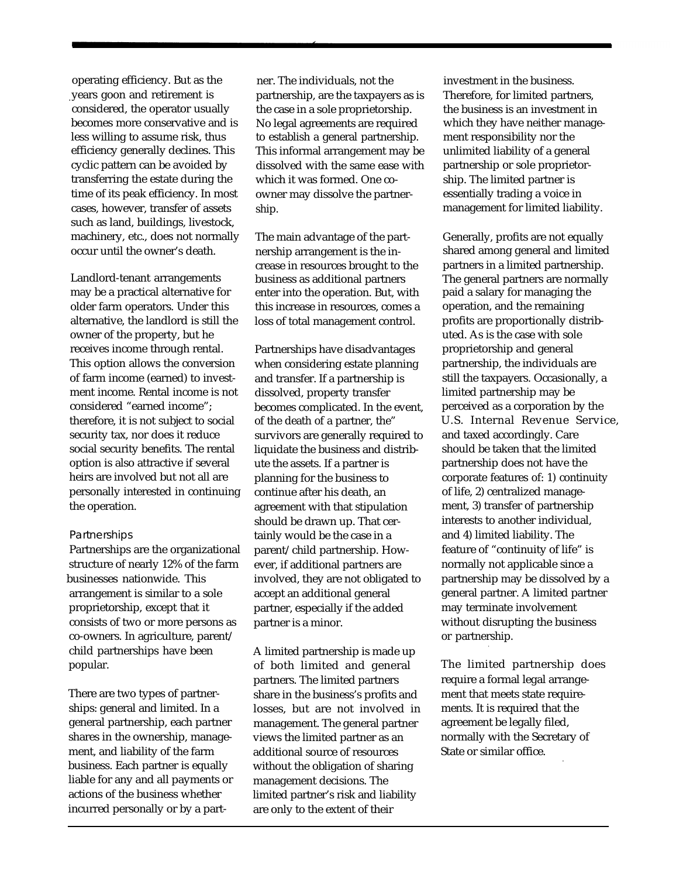operating efficiency. But as the years goon and retirement is considered, the operator usually becomes more conservative and is less willing to assume risk, thus efficiency generally declines. This cyclic pattern can be avoided by transferring the estate during the time of its peak efficiency. In most cases, however, transfer of assets such as land, buildings, livestock, machinery, etc., does not normally occur until the owner's death.

Landlord-tenant arrangements may be a practical alternative for older farm operators. Under this alternative, the landlord is still the owner of the property, but he receives income through rental. This option allows the conversion of farm income (earned) to investment income. Rental income is not considered "earned income"; therefore, it is not subject to social security tax, nor does it reduce social security benefits. The rental option is also attractive if several heirs are involved but not all are personally interested in continuing the operation.

### Partnerships

Partnerships are the organizational structure of nearly 12% of the farm businesses nationwide. This arrangement is similar to a sole proprietorship, except that it consists of two or more persons as co-owners. In agriculture, parent/child partnerships have been popular.

There are two types of partnerships: general and limited. In a general partnership, each partner shares in the ownership, management, and liability of the farm business. Each partner is equally liable for any and all payments or actions of the business whether incurred personally or by a partner. The individuals, not the partnership, are the taxpayers as is the case in a sole proprietorship. No legal agreements are required to establish a general partnership. This informal arrangement may be dissolved with the same ease with which it was formed. One co-owner may dissolve the partnership.

The main advantage of the partnership arrangement is the increase in resources brought to the business as additional partners enter into the operation. But, with this increase in resources, comes a loss of total management control.

Partnerships have disadvantages when considering estate planning and transfer. If a partnership is dissolved, property transfer becomes complicated. In the event, of the death of a partner, the" survivors are generally required to liquidate the business and distribute the assets. If a partner is planning for the business to continue after his death, an agreement with that stipulation should be drawn up. That certainly would be the case in a parent/child partnership. However, if additional partners are involved, they are not obligated to accept an additional general partner, especially if the added partner is a minor.

A limited partnership is made up of both limited and general partners. The limited partners share in the business's profits and losses, but are not involved in management. The general partner views the limited partner as an additional source of resources without the obligation of sharing management decisions. The limited partner's risk and liability are only to the extent of their investment in the business. Therefore, for limited partners, the business is an investment in which they have neither management responsibility nor the unlimited liability of a general partnership or sole proprietorship. The limited partner is essentially trading a voice in management for limited liability.

Generally, profits are not equally shared among general and limited partners in a limited partnership. The general partners are normally paid a salary for managing the operation, and the remaining profits are proportionally distributed. As is the case with sole proprietorship and general partnership, the individuals are still the taxpayers. Occasionally, a limited partnership may be perceived as a corporation by the U.S. Internal Revenue Service, and taxed accordingly. Care should be taken that the limited partnership does not have the corporate features of: 1) continuity of life, 2) centralized management, 3) transfer of partnership interests to another individual, and 4) limited liability. The feature of "continuity of life" is normally not applicable since a partnership may be dissolved by a general partner. A limited partner may terminate involvement without disrupting the business or partnership.

The limited partnership does require a formal legal arrangement that meets state requirements. It is required that the agreement be legally filed, normally with the Secretary of State or similar office.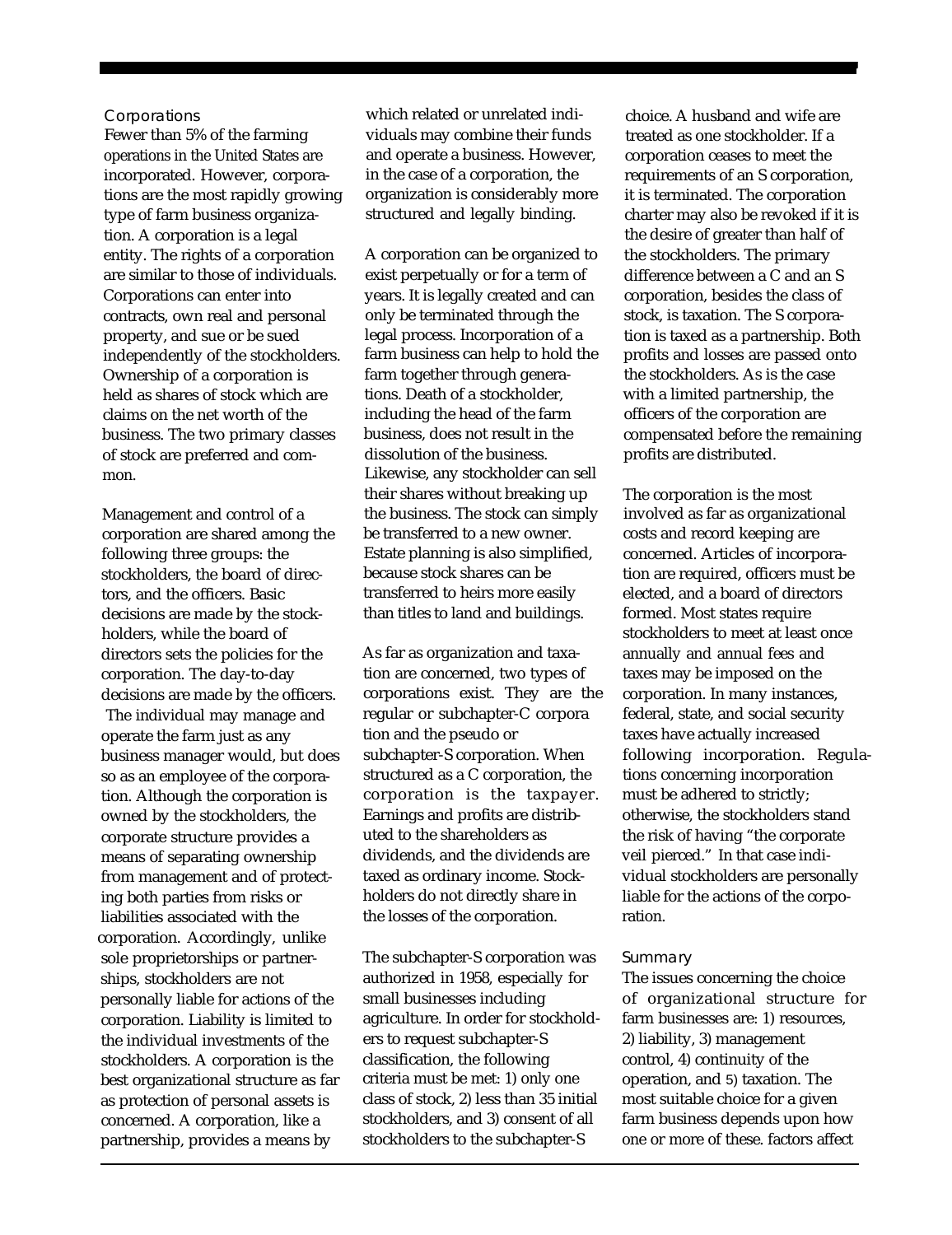### Corporations

Fewer than 5% of the farming operations in the United States are incorporated. However, corporations are the most rapidly growing type of farm business organization. A corporation is a legal entity. The rights of a corporation are similar to those of individuals. Corporations can enter into contracts, own real and personal property, and sue or be sued independently of the stockholders. Ownership of a corporation is held as shares of stock which are claims on the net worth of the business. The two primary classes of stock are preferred and common.

Management and control of a corporation are shared among the following three groups: the stockholders, the board of directors, and the officers. Basic decisions are made by the stockholders, while the board of directors sets the policies for the corporation. The day-to-day decisions are made by the officers. The individual may manage and operate the farm just as any business manager would, but does so as an employee of the corporation. Although the corporation is owned by the stockholders, the corporate structure provides a means of separating ownership from management and of protecting both parties from risks or liabilities associated with the corporation. Accordingly, unlike sole proprietorships or partnerships, stockholders are not personally liable for actions of the corporation. Liability is limited to the individual investments of the stockholders. A corporation is the best organizational structure as far as protection of personal assets is concerned. A corporation, like a partnership, provides a means by which related or unrelated individuals may combine their funds and operate a business. However, in the case of a corporation, the organization is considerably more structured and legally binding.

A corporation can be organized to exist perpetually or for a term of years. It is legally created and can only be terminated through the legal process. Incorporation of a farm business can help to hold the farm together through generations. Death of a stockholder, including the head of the farm business, does not result in the dissolution of the business. Likewise, any stockholder can sell their shares without breaking up the business. The stock can simply be transferred to a new owner. Estate planning is also simplified, because stock shares can be transferred to heirs more easily than titles to land and buildings.

As far as organization and taxation are concerned, two types of corporations exist. They are the regular or subchapter-C corporation and the pseudo or subchapter-S corporation. When structured as a C corporation, the corporation is the taxpayer. Earnings and profits are distributed to the shareholders as dividends, and the dividends are taxed as ordinary income. Stockholders do not directly share in the losses of the corporation.

The subchapter-S corporation was authorized in 1958, especially for small businesses including agriculture. In order for stockholders to request subchapter-S classification, the following criteria must be met: 1) only one class of stock, 2) less than 35 initial stockholders, and 3) consent of all stockholders to the subchapter-S choice. A husband and wife are treated as one stockholder. If a corporation ceases to meet the requirements of an S corporation, it is terminated. The corporation charter may also be revoked if it is the desire of greater than half of the stockholders. The primary difference between a C and an S corporation, besides the class of stock, is taxation. The S corporation is taxed as a partnership. Both profits and losses are passed onto the stockholders. As is the case with a limited partnership, the officers of the corporation are compensated before the remaining profits are distributed.

The corporation is the most involved as far as organizational costs and record keeping are concerned. Articles of incorporation are required, officers must be elected, and a board of directors formed. Most states require stockholders to meet at least once annually and annual fees and taxes may be imposed on the corporation. In many instances, federal, state, and social security taxes have actually increased following incorporation. Regulations concerning incorporation must be adhered to strictly; otherwise, the stockholders stand the risk of having "the corporate veil pierced." In that case individual stockholders are personally liable for the actions of the corporation.

### Summary

The issues concerning the choice of organizational structure for farm businesses are: 1) resources, 2) liability, 3) management control, 4) continuity of the operation, and 5) taxation. The most suitable choice for a given farm business depends upon how one or more of these. factors affect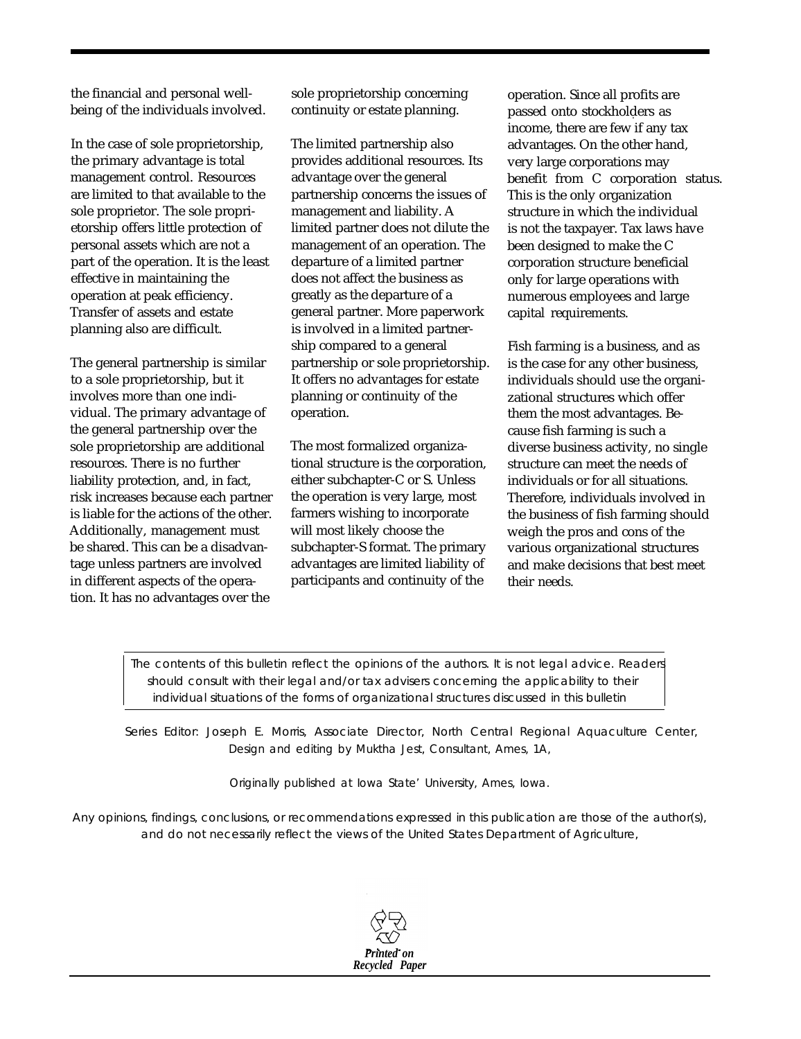the financial and personal well-being of the individuals involved.

In the case of sole proprietorship, the primary advantage is total management control. Resources are limited to that available to the sole proprietor. The sole proprietorship offers little protection of personal assets which are not a part of the operation. It is the least effective in maintaining the operation at peak efficiency. Transfer of assets and estate planning also are difficult.

The general partnership is similar to a sole proprietorship, but it involves more than one individual. The primary advantage of the general partnership over the sole proprietorship are additional resources. There is no further liability protection, and, in fact, risk increases because each partner is liable for the actions of the other. Additionally, management must be shared. This can be a disadvantage unless partners are involved in different aspects of the operation. It has no advantages over the sole proprietorship concerning continuity or estate planning.

The limited partnership also provides additional resources. Its advantage over the general partnership concerns the issues of management and liability. A limited partner does not dilute the management of an operation. The departure of a limited partner does not affect the business as greatly as the departure of a general partner. More paperwork is involved in a limited partnership compared to a general partnership or sole proprietorship. It offers no advantages for estate planning or continuity of the operation.

The most formalized organizational structure is the corporation, either subchapter-C or S. Unless the operation is very large, most farmers wishing to incorporate will most likely choose the subchapter-S format. The primary advantages are limited liability of participants and continuity of the operation. Since all profits are passed onto stockholders as income, there are few if any tax advantages. On the other hand, very large corporations may benefit from C corporation status. This is the only organization structure in which the individual is not the taxpayer. Tax laws have been designed to make the C corporation structure beneficial only for large operations with numerous employees and large capital requirements.

Fish farming is a business, and as is the case for any other business, individuals should use the organizational structures which offer them the most advantages. Because fish farming is such a diverse business activity, no single structure can meet the needs of individuals or for all situations. Therefore, individuals involved in the business of fish farming should weigh the pros and cons of the various organizational structures and make decisions that best meet their needs.

*The contents of this bulletin reflect the opinions of the authors. It is not legal advice. Readers should consult with their legal and/or tax advisers concerning the applicability to their individual situations of the forms of organizational structures discussed in this bulletin*

Series Editor: Joseph E. Morris, Associate Director, North Central Regional Aquaculture Center, Design and editing by Muktha Jest, Consultant, Ames, 1A,

Originally published at Iowa State' University, Ames, Iowa.

Any opinions, findings, conclusions, or recommendations expressed in this publication are those of the author(s), and do not necessarily reflect the views of the United States Department of Agriculture,

*Printed on Recycled Paper*